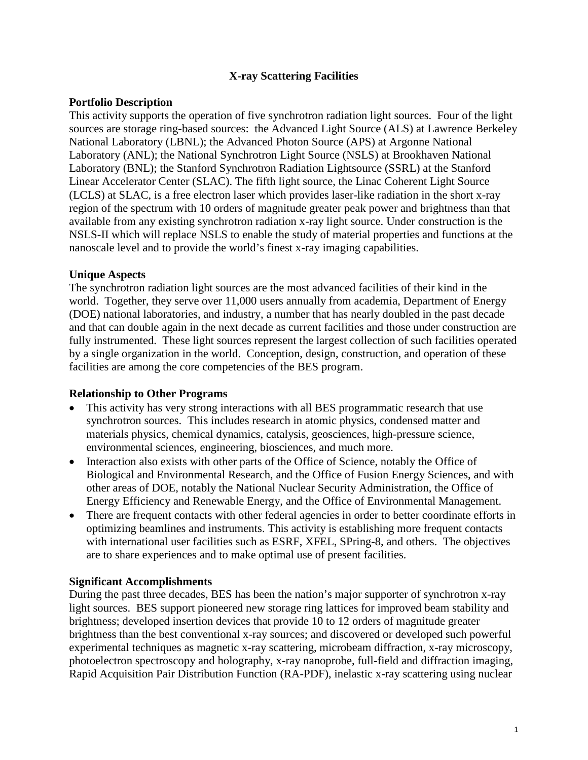# X-ray Scattering Facilities

## Portfolio Description

This activity supports the operation of five synchrotron radiation light sources. Four of the light sources are storage ring-based sources: the Advanced Light Source (ALS) at Lawrence Berkeley National Laboratory (LBNL); the Advanced Photon Source (APS) at Argonne National Laboratory (ANL); the National Synchrotron Light Source (NSLS) at Brookhaven National Laboratory (BNL); the Stanford Synchrotron Radiation Lightsource (SSRL) at the Stanford Linear Accelerator Center (SLAC). The fifth light source, the Linac Coherent Light Source (LCLS) at SLAC, is a free electron laser which provides laser-like radiation in the short x-ray region of the spectrum with 10 orders of magnitude greater peak power and brightness than that available from any existing synchrotron radiation x-ray light source. Under construction is the NSLS-II which will replace NSLS to enable the study of material properties and functions at the nanoscale level and to provide the world's finest x-ray imaging capabilities.

## Unique Aspects

The synchrotron radiation light sources are the most advanced facilities of their kind in the world. Together, they serve over 11,000 users annually from academia, Department of Energy (DOE) national laboratories, and industry, a number that has nearly doubled in the past decade and that can double again in the next decade as current facilities and those under construction are fully instrumented. These light sources represent the largest collection of such facilities operated by a single organization in the world. Conception, design, construction, and operation of these facilities are among the core competencies of the BES program.

## Relationship to Other Programs

- This activity has very strong interactions with all BES programmatic research that use synchrotron sources. This includes research in atomic physics, condensed matter and materials physics, chemical dynamics, catalysis, geosciences, high-pressure science, environmental sciences, engineering, biosciences, and much more.
- Interaction also exists with other parts of the Office of Science, notably the Office of Biological and Environmental Research, and the Office of Fusion Energy Sciences, and with other areas of DOE, notably the National Nuclear Security Administration, the Office of Energy Efficiency and Renewable Energy, and the Office of Environmental Management.
- There are frequent contacts with other federal agencies in order to better coordinate efforts in optimizing beamlines and instruments. This activity is establishing more frequent contacts with international user facilities such as ESRF, XFEL, SPring-8, and others. The objectives are to share experiences and to make optimal use of present facilities.

## Significant Accomplishments

During the past three decades, BES has been the nation's major supporter of synchrotron x-ray light sources. BES support pioneered new storage ring lattices for improved beam stability and brightness; developed insertion devices that provide 10 to 12 orders of magnitude greater brightness than the best conventional x-ray sources; and discovered or developed such powerful experimental techniques as magnetic x-ray scattering, microbeam diffraction, x-ray microscopy, photoelectron spectroscopy and holography, x-ray nanoprobe, full-field and diffraction imaging, Rapid Acquisition Pair Distribution Function (RA-PDF), inelastic x-ray scattering using nuclear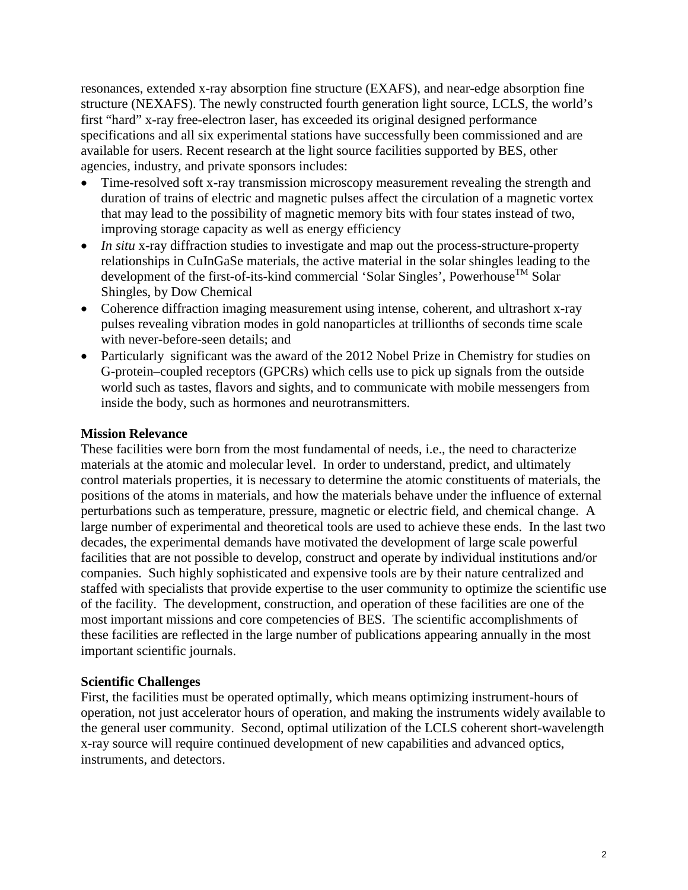resonances, extended x-ray absorption fine structure (EXAFS), and near-edge absorption fine structure (NEXAFS). The newly constructed fourth generation light source, LCLS, the world's first "hard" x-ray free-electron laser, has exceeded its original designed performance specifications and all six experimental stations have successfully been commissioned and are available for users. Recent research at the light source facilities supported by BES, other agencies, industry, and private sponsors includes:

- Time-resolved soft x-ray transmission microscopy measurement revealing the strength and duration of trains of electric and magnetic pulses affect the circulation of a magnetic vortex that may lead to the possibility of magnetic memory bits with four states instead of two, improving storage capacity as well as energy efficiency
- *In situ* x-ray diffraction studies to investigate and map out the process-structure-property relationships in CuInGaSe materials, the active material in the solar shingles leading to the development of the first-of-its-kind commercial 'Solar Singles', Powerhouse™ Solar Shingles, by Dow Chemical
- Coherence diffraction imaging measurement using intense, coherent, and ultrashort x-ray pulses revealing vibration modes in gold nanoparticles at trillionths of seconds time scale with never-before-seen details; and
- Particularly significant was the award of the 2012 Nobel Prize in Chemistry for studies on G-protein–coupled receptors (GPCRs) which cells use to pick up signals from the outside world such as tastes, flavors and sights, and to communicate with mobile messengers from inside the body, such as hormones and neurotransmitters.

**Mission Relevance**

These facilities were born from the most fundamental of needs, i.e., the need to characterize materials at the atomic and molecular level. In order to understand, predict, and ultimately control materials properties, it is necessary to determine the atomic constituents of materials, the positions of the atoms in materials, and how the materials behave under the influence of external perturbations such as temperature, pressure, magnetic or electric field, and chemical change. A large number of experimental and theoretical tools are used to achieve these ends. In the last two decades, the experimental demands have motivated the development of large scale powerful facilities that are not possible to develop, construct and operate by individual institutions and/or companies. Such highly sophisticated and expensive tools are by their nature centralized and staffed with specialists that provide expertise to the user community to optimize the scientific use of the facility. The development, construction, and operation of these facilities are one of the most important missions and core competencies of BES. The scientific accomplishments of these facilities are reflected in the large number of publications appearing annually in the most important scientific journals.

**Scientific Challenges**

First, the facilities must be operated optimally, which means optimizing instrument-hours of operation, not just accelerator hours of operation, and making the instruments widely available to the general user community. Second, optimal utilization of the LCLS coherent short-wavelength x-ray source will require continued development of new capabilities and advanced optics, instruments, and detectors.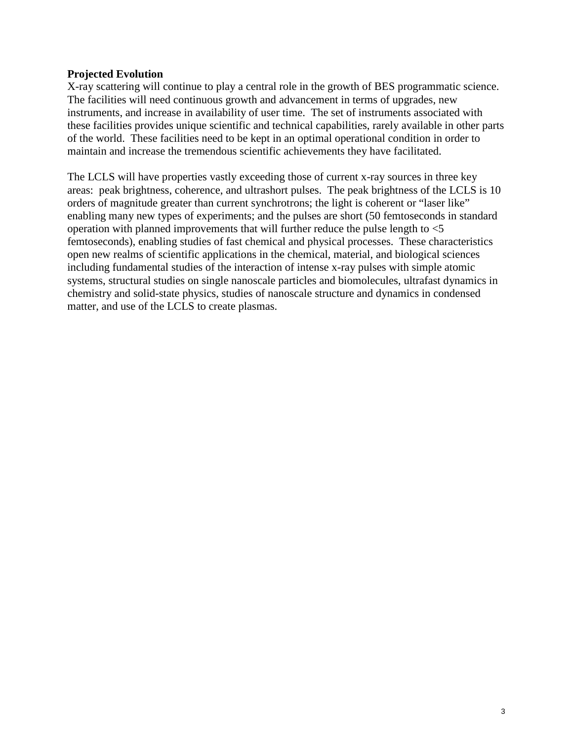**Projected Evolution**
X-ray scattering will continue to play a central role in the growth of BES programmatic science. The facilities will need continuous growth and advancement in terms of upgrades, new instruments, and increase in availability of user time. The set of instruments associated with these facilities provides unique scientific and technical capabilities, rarely available in other parts of the world. These facilities need to be kept in an optimal operational condition in order to maintain and increase the tremendous scientific achievements they have facilitated.

The LCLS will have properties vastly exceeding those of current x-ray sources in three key areas: peak brightness, coherence, and ultrashort pulses. The peak brightness of the LCLS is 10 orders of magnitude greater than current synchrotrons; the light is coherent or "laser like" enabling many new types of experiments; and the pulses are short (50 femtoseconds in standard operation with planned improvements that will further reduce the pulse length to <5 femtoseconds), enabling studies of fast chemical and physical processes. These characteristics open new realms of scientific applications in the chemical, material, and biological sciences including fundamental studies of the interaction of intense x-ray pulses with simple atomic systems, structural studies on single nanoscale particles and biomolecules, ultrafast dynamics in chemistry and solid-state physics, studies of nanoscale structure and dynamics in condensed matter, and use of the LCLS to create plasmas.